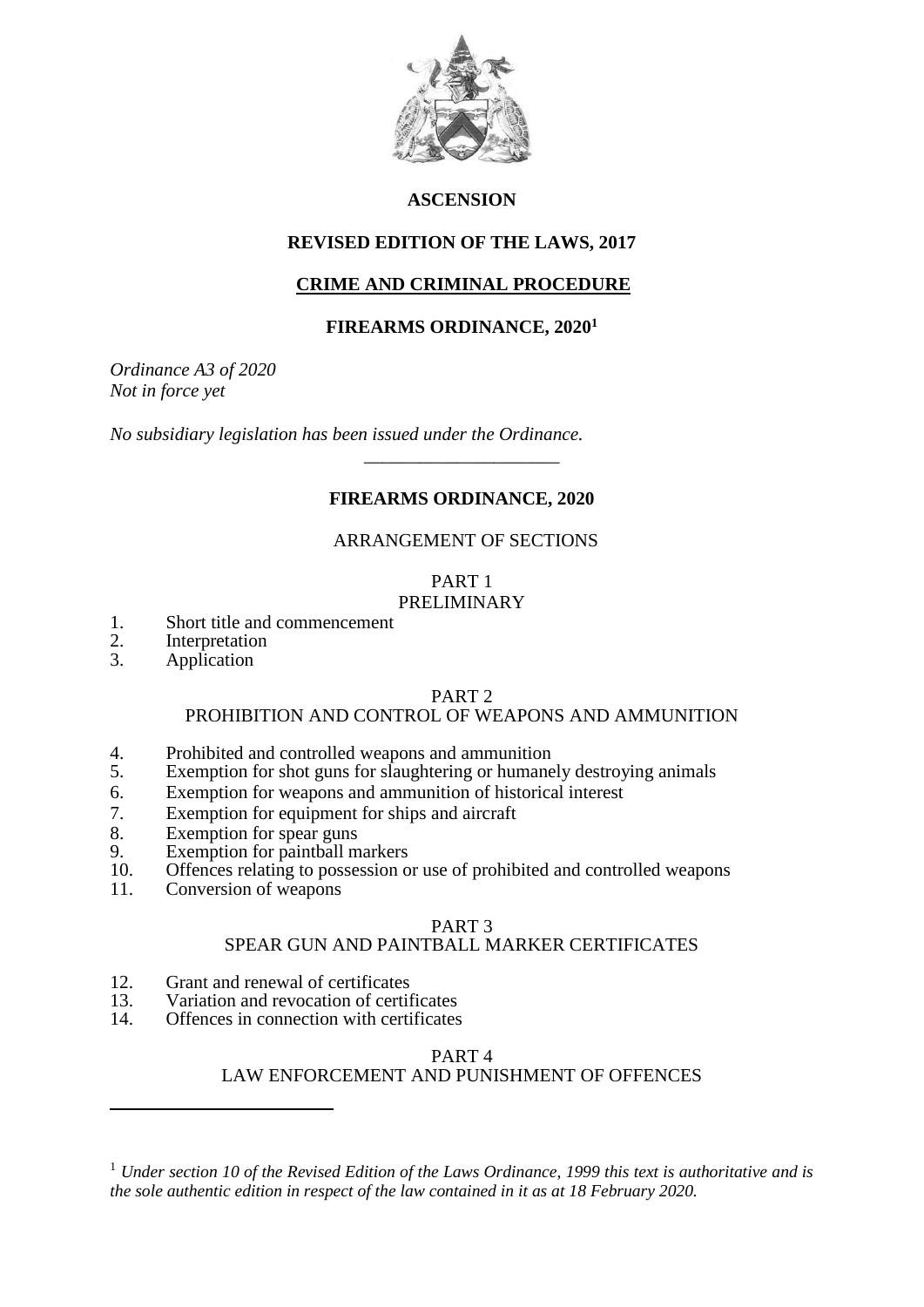**ASCENSION**

**REVISED EDITION OF THE LAWS, 2017**

**CRIME AND CRIMINAL PROCEDURE**

**FIREARMS ORDINANCE, 2020[1]**

*Ordinance A3 of 2020*
*Not in force yet*

*No subsidiary legislation has been issued under the Ordinance.*

---

# FIREARMS ORDINANCE, 2020

ARRANGEMENT OF SECTIONS

## PART 1
## PRELIMINARY

1. Short title and commencement
2. Interpretation
3. Application

## PART 2
## PROHIBITION AND CONTROL OF WEAPONS AND AMMUNITION

4. Prohibited and controlled weapons and ammunition
5. Exemption for shot guns for slaughtering or humanely destroying animals
6. Exemption for weapons and ammunition of historical interest
7. Exemption for equipment for ships and aircraft
8. Exemption for spear guns
9. Exemption for paintball markers
10. Offences relating to possession or use of prohibited and controlled weapons
11. Conversion of weapons

## PART 3
## SPEAR GUN AND PAINTBALL MARKER CERTIFICATES

12. Grant and renewal of certificates
13. Variation and revocation of certificates
14. Offences in connection with certificates

## PART 4
## LAW ENFORCEMENT AND PUNISHMENT OF OFFENCES

---

[1] *Under section 10 of the Revised Edition of the Laws Ordinance, 1999 this text is authoritative and is the sole authentic edition in respect of the law contained in it as at 18 February 2020.*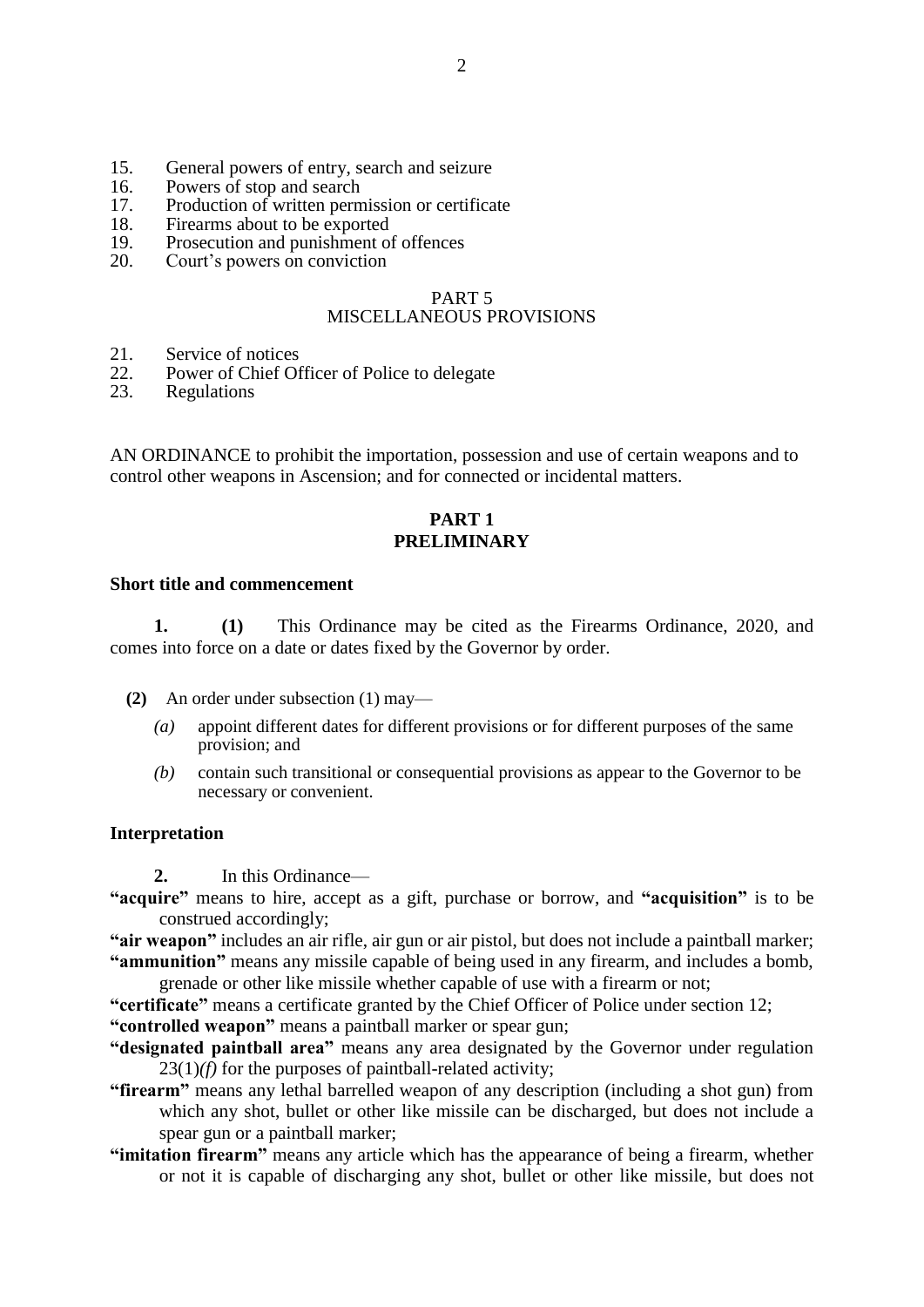15. General powers of entry, search and seizure
16. Powers of stop and search
17. Production of written permission or certificate
18. Firearms about to be exported
19. Prosecution and punishment of offences
20. Court's powers on conviction

PART 5
MISCELLANEOUS PROVISIONS

21. Service of notices
22. Power of Chief Officer of Police to delegate
23. Regulations

AN ORDINANCE to prohibit the importation, possession and use of certain weapons and to control other weapons in Ascension; and for connected or incidental matters.

## PART 1
## PRELIMINARY

### Short title and commencement

**1. (1)** This Ordinance may be cited as the Firearms Ordinance, 2020, and comes into force on a date or dates fixed by the Governor by order.

**(2)** An order under subsection (1) may—

*(a)* appoint different dates for different provisions or for different purposes of the same provision; and

*(b)* contain such transitional or consequential provisions as appear to the Governor to be necessary or convenient.

### Interpretation

**2.** In this Ordinance—

**"acquire"** means to hire, accept as a gift, purchase or borrow, and **"acquisition"** is to be construed accordingly;

**"air weapon"** includes an air rifle, air gun or air pistol, but does not include a paintball marker;

**"ammunition"** means any missile capable of being used in any firearm, and includes a bomb, grenade or other like missile whether capable of use with a firearm or not;

**"certificate"** means a certificate granted by the Chief Officer of Police under section 12;

**"controlled weapon"** means a paintball marker or spear gun;

**"designated paintball area"** means any area designated by the Governor under regulation 23(1)*(f)* for the purposes of paintball-related activity;

**"firearm"** means any lethal barrelled weapon of any description (including a shot gun) from which any shot, bullet or other like missile can be discharged, but does not include a spear gun or a paintball marker;

**"imitation firearm"** means any article which has the appearance of being a firearm, whether or not it is capable of discharging any shot, bullet or other like missile, but does not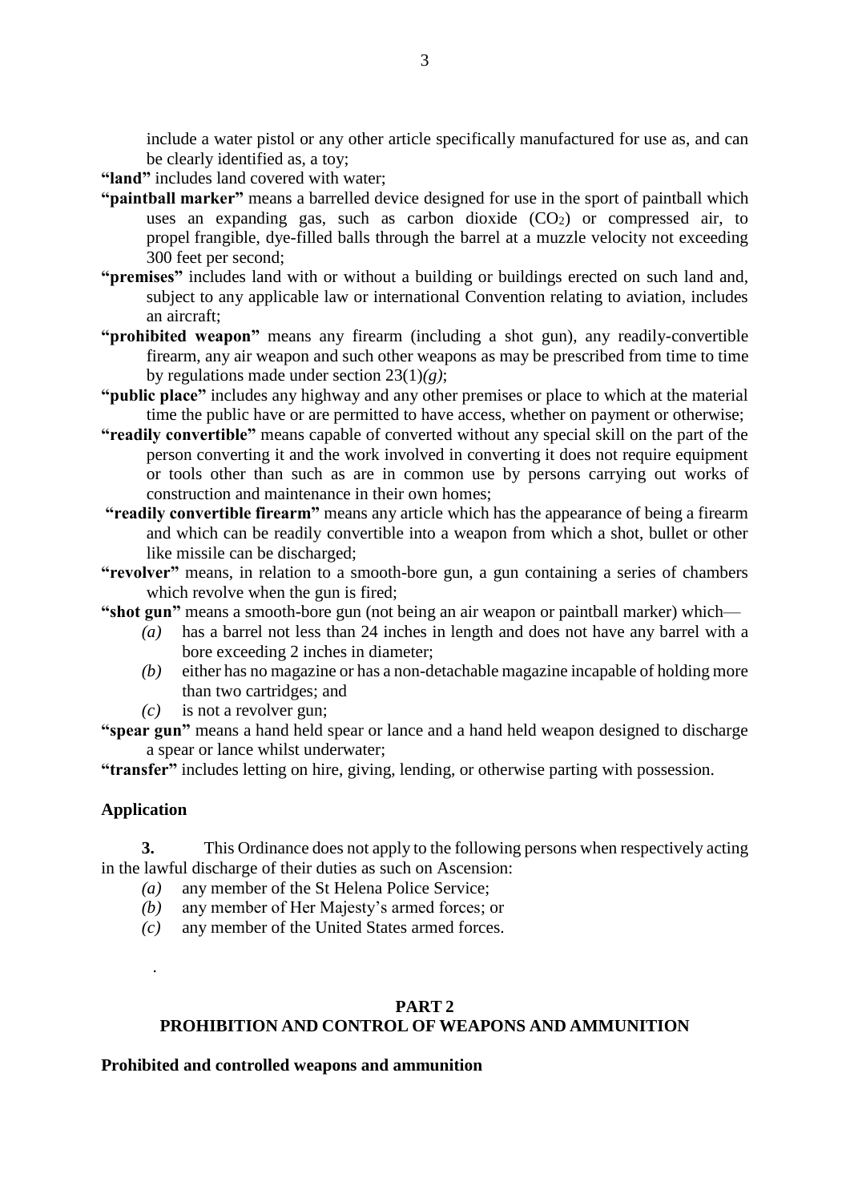include a water pistol or any other article specifically manufactured for use as, and can be clearly identified as, a toy;

**"land"** includes land covered with water;

**"paintball marker"** means a barrelled device designed for use in the sport of paintball which uses an expanding gas, such as carbon dioxide ($CO_2$) or compressed air, to propel frangible, dye-filled balls through the barrel at a muzzle velocity not exceeding 300 feet per second;

**"premises"** includes land with or without a building or buildings erected on such land and, subject to any applicable law or international Convention relating to aviation, includes an aircraft;

**"prohibited weapon"** means any firearm (including a shot gun), any readily-convertible firearm, any air weapon and such other weapons as may be prescribed from time to time by regulations made under section 23(1)*(g)*;

**"public place"** includes any highway and any other premises or place to which at the material time the public have or are permitted to have access, whether on payment or otherwise;

**"readily convertible"** means capable of converted without any special skill on the part of the person converting it and the work involved in converting it does not require equipment or tools other than such as are in common use by persons carrying out works of construction and maintenance in their own homes;

**"readily convertible firearm"** means any article which has the appearance of being a firearm and which can be readily convertible into a weapon from which a shot, bullet or other like missile can be discharged;

**"revolver"** means, in relation to a smooth-bore gun, a gun containing a series of chambers which revolve when the gun is fired;

**"shot gun"** means a smooth-bore gun (not being an air weapon or paintball marker) which—

*(a)* has a barrel not less than 24 inches in length and does not have any barrel with a bore exceeding 2 inches in diameter;

*(b)* either has no magazine or has a non-detachable magazine incapable of holding more than two cartridges; and

*(c)* is not a revolver gun;

**"spear gun"** means a hand held spear or lance and a hand held weapon designed to discharge a spear or lance whilst underwater;

**"transfer"** includes letting on hire, giving, lending, or otherwise parting with possession.

**Application**

**3.** This Ordinance does not apply to the following persons when respectively acting in the lawful discharge of their duties as such on Ascension:

*(a)* any member of the St Helena Police Service;

*(b)* any member of Her Majesty's armed forces; or

*(c)* any member of the United States armed forces.

## PART 2
## PROHIBITION AND CONTROL OF WEAPONS AND AMMUNITION

**Prohibited and controlled weapons and ammunition**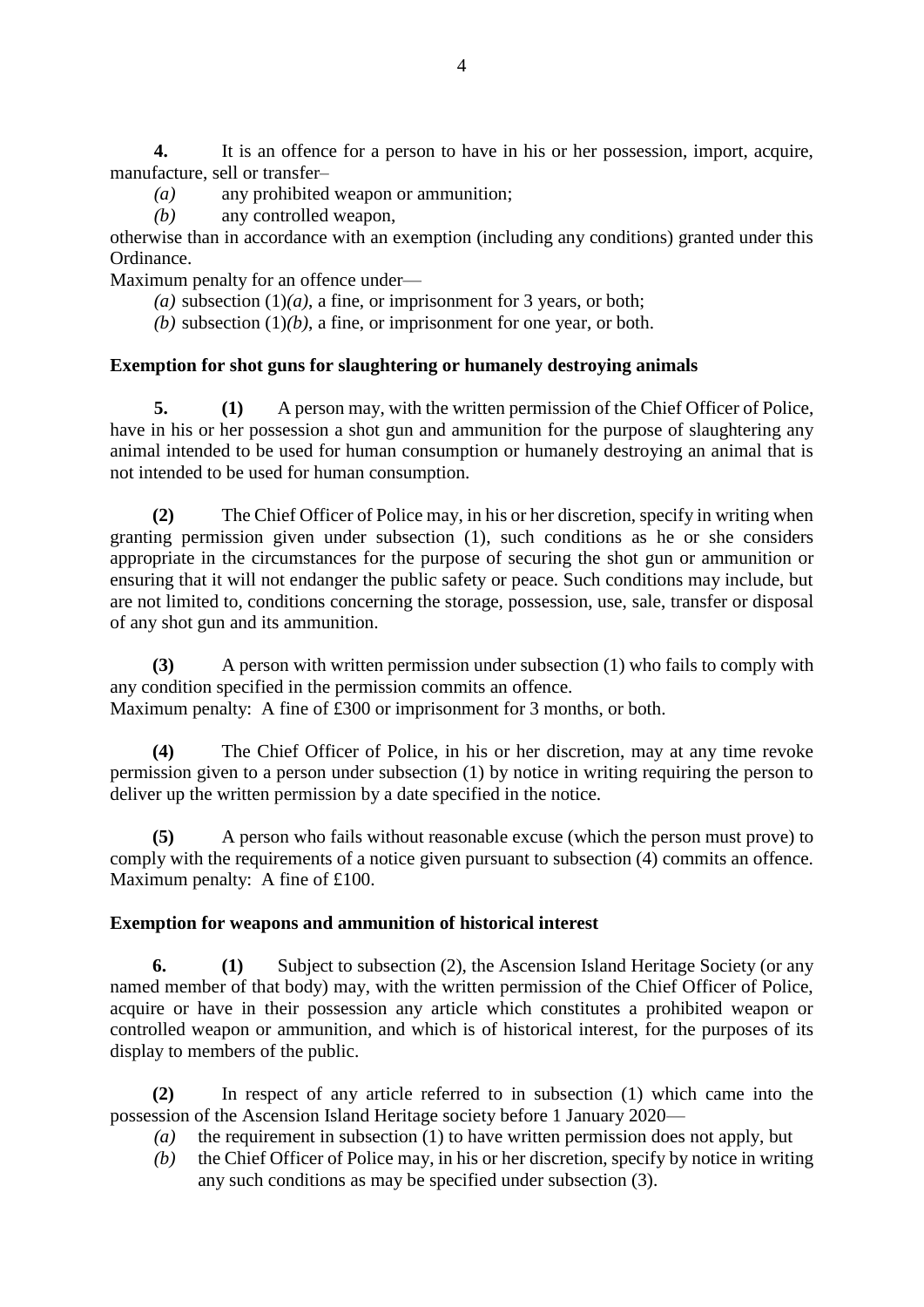**4.** It is an offence for a person to have in his or her possession, import, acquire, manufacture, sell or transfer–

*(a)* any prohibited weapon or ammunition;

*(b)* any controlled weapon,

otherwise than in accordance with an exemption (including any conditions) granted under this Ordinance.

Maximum penalty for an offence under—

*(a)* subsection (1)*(a)*, a fine, or imprisonment for 3 years, or both;

*(b)* subsection (1)*(b)*, a fine, or imprisonment for one year, or both.

**Exemption for shot guns for slaughtering or humanely destroying animals**

**5.** **(1)** A person may, with the written permission of the Chief Officer of Police, have in his or her possession a shot gun and ammunition for the purpose of slaughtering any animal intended to be used for human consumption or humanely destroying an animal that is not intended to be used for human consumption.

**(2)** The Chief Officer of Police may, in his or her discretion, specify in writing when granting permission given under subsection (1), such conditions as he or she considers appropriate in the circumstances for the purpose of securing the shot gun or ammunition or ensuring that it will not endanger the public safety or peace. Such conditions may include, but are not limited to, conditions concerning the storage, possession, use, sale, transfer or disposal of any shot gun and its ammunition.

**(3)** A person with written permission under subsection (1) who fails to comply with any condition specified in the permission commits an offence.
Maximum penalty: A fine of £300 or imprisonment for 3 months, or both.

**(4)** The Chief Officer of Police, in his or her discretion, may at any time revoke permission given to a person under subsection (1) by notice in writing requiring the person to deliver up the written permission by a date specified in the notice.

**(5)** A person who fails without reasonable excuse (which the person must prove) to comply with the requirements of a notice given pursuant to subsection (4) commits an offence.
Maximum penalty: A fine of £100.

**Exemption for weapons and ammunition of historical interest**

**6.** **(1)** Subject to subsection (2), the Ascension Island Heritage Society (or any named member of that body) may, with the written permission of the Chief Officer of Police, acquire or have in their possession any article which constitutes a prohibited weapon or controlled weapon or ammunition, and which is of historical interest, for the purposes of its display to members of the public.

**(2)** In respect of any article referred to in subsection (1) which came into the possession of the Ascension Island Heritage society before 1 January 2020—

*(a)* the requirement in subsection (1) to have written permission does not apply, but

*(b)* the Chief Officer of Police may, in his or her discretion, specify by notice in writing any such conditions as may be specified under subsection (3).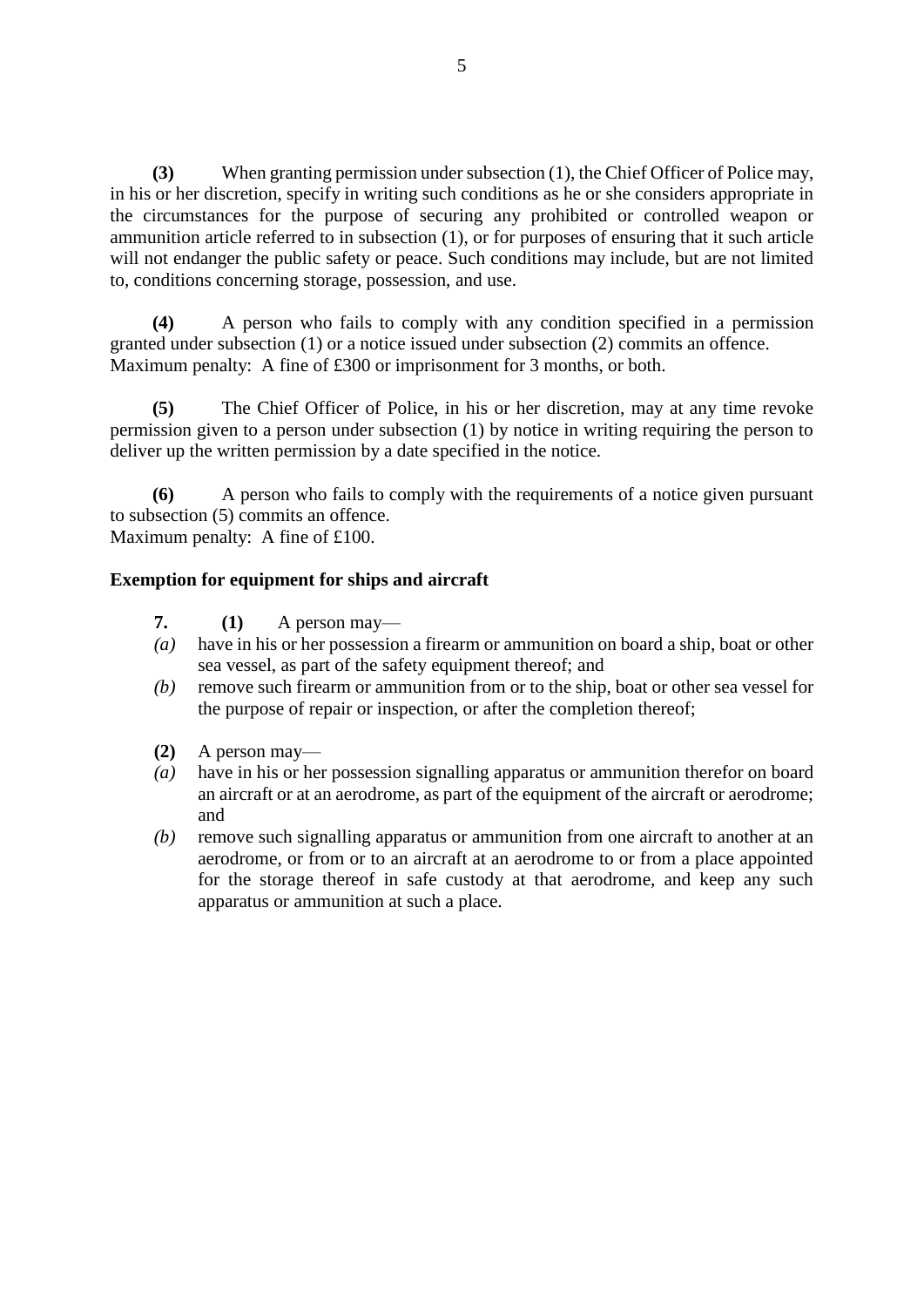**(3)** When granting permission under subsection (1), the Chief Officer of Police may, in his or her discretion, specify in writing such conditions as he or she considers appropriate in the circumstances for the purpose of securing any prohibited or controlled weapon or ammunition article referred to in subsection (1), or for purposes of ensuring that it such article will not endanger the public safety or peace. Such conditions may include, but are not limited to, conditions concerning storage, possession, and use.

**(4)** A person who fails to comply with any condition specified in a permission granted under subsection (1) or a notice issued under subsection (2) commits an offence.
Maximum penalty: A fine of £300 or imprisonment for 3 months, or both.

**(5)** The Chief Officer of Police, in his or her discretion, may at any time revoke permission given to a person under subsection (1) by notice in writing requiring the person to deliver up the written permission by a date specified in the notice.

**(6)** A person who fails to comply with the requirements of a notice given pursuant to subsection (5) commits an offence.
Maximum penalty: A fine of £100.

**Exemption for equipment for ships and aircraft**

**7.** **(1)** A person may—

*(a)* have in his or her possession a firearm or ammunition on board a ship, boat or other sea vessel, as part of the safety equipment thereof; and

*(b)* remove such firearm or ammunition from or to the ship, boat or other sea vessel for the purpose of repair or inspection, or after the completion thereof;

**(2)** A person may—

*(a)* have in his or her possession signalling apparatus or ammunition therefor on board an aircraft or at an aerodrome, as part of the equipment of the aircraft or aerodrome; and

*(b)* remove such signalling apparatus or ammunition from one aircraft to another at an aerodrome, or from or to an aircraft at an aerodrome to or from a place appointed for the storage thereof in safe custody at that aerodrome, and keep any such apparatus or ammunition at such a place.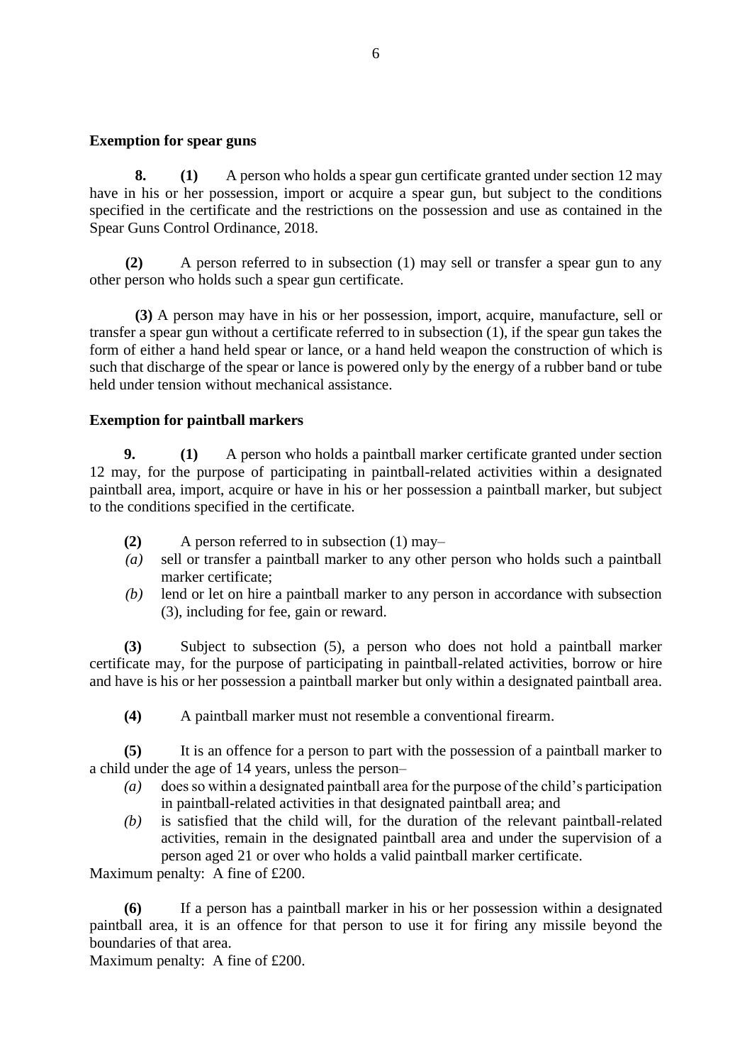**Exemption for spear guns**

**8. (1)** A person who holds a spear gun certificate granted under section 12 may have in his or her possession, import or acquire a spear gun, but subject to the conditions specified in the certificate and the restrictions on the possession and use as contained in the Spear Guns Control Ordinance, 2018.

**(2)** A person referred to in subsection (1) may sell or transfer a spear gun to any other person who holds such a spear gun certificate.

**(3)** A person may have in his or her possession, import, acquire, manufacture, sell or transfer a spear gun without a certificate referred to in subsection (1), if the spear gun takes the form of either a hand held spear or lance, or a hand held weapon the construction of which is such that discharge of the spear or lance is powered only by the energy of a rubber band or tube held under tension without mechanical assistance.

**Exemption for paintball markers**

**9. (1)** A person who holds a paintball marker certificate granted under section 12 may, for the purpose of participating in paintball-related activities within a designated paintball area, import, acquire or have in his or her possession a paintball marker, but subject to the conditions specified in the certificate.

**(2)** A person referred to in subsection (1) may–

*(a)* sell or transfer a paintball marker to any other person who holds such a paintball marker certificate;

*(b)* lend or let on hire a paintball marker to any person in accordance with subsection (3), including for fee, gain or reward.

**(3)** Subject to subsection (5), a person who does not hold a paintball marker certificate may, for the purpose of participating in paintball-related activities, borrow or hire and have is his or her possession a paintball marker but only within a designated paintball area.

**(4)** A paintball marker must not resemble a conventional firearm.

**(5)** It is an offence for a person to part with the possession of a paintball marker to a child under the age of 14 years, unless the person–

*(a)* does so within a designated paintball area for the purpose of the child's participation in paintball-related activities in that designated paintball area; and

*(b)* is satisfied that the child will, for the duration of the relevant paintball-related activities, remain in the designated paintball area and under the supervision of a person aged 21 or over who holds a valid paintball marker certificate.

Maximum penalty: A fine of £200.

**(6)** If a person has a paintball marker in his or her possession within a designated paintball area, it is an offence for that person to use it for firing any missile beyond the boundaries of that area.

Maximum penalty: A fine of £200.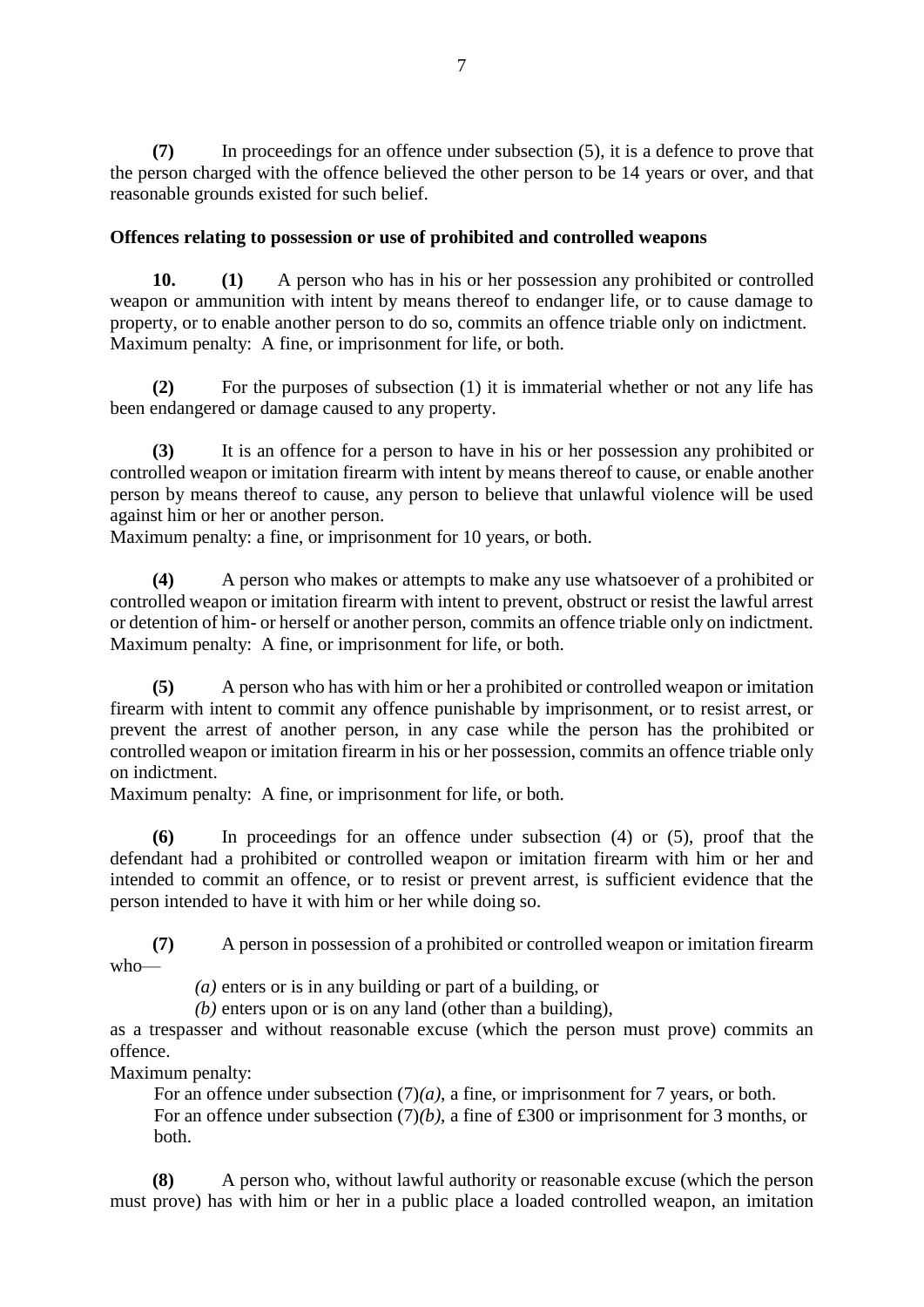**(7)** In proceedings for an offence under subsection (5), it is a defence to prove that the person charged with the offence believed the other person to be 14 years or over, and that reasonable grounds existed for such belief.

**Offences relating to possession or use of prohibited and controlled weapons**

**10. (1)** A person who has in his or her possession any prohibited or controlled weapon or ammunition with intent by means thereof to endanger life, or to cause damage to property, or to enable another person to do so, commits an offence triable only on indictment.
Maximum penalty: A fine, or imprisonment for life, or both.

**(2)** For the purposes of subsection (1) it is immaterial whether or not any life has been endangered or damage caused to any property.

**(3)** It is an offence for a person to have in his or her possession any prohibited or controlled weapon or imitation firearm with intent by means thereof to cause, or enable another person by means thereof to cause, any person to believe that unlawful violence will be used against him or her or another person.
Maximum penalty: a fine, or imprisonment for 10 years, or both.

**(4)** A person who makes or attempts to make any use whatsoever of a prohibited or controlled weapon or imitation firearm with intent to prevent, obstruct or resist the lawful arrest or detention of him- or herself or another person, commits an offence triable only on indictment.
Maximum penalty: A fine, or imprisonment for life, or both.

**(5)** A person who has with him or her a prohibited or controlled weapon or imitation firearm with intent to commit any offence punishable by imprisonment, or to resist arrest, or prevent the arrest of another person, in any case while the person has the prohibited or controlled weapon or imitation firearm in his or her possession, commits an offence triable only on indictment.
Maximum penalty: A fine, or imprisonment for life, or both.

**(6)** In proceedings for an offence under subsection (4) or (5), proof that the defendant had a prohibited or controlled weapon or imitation firearm with him or her and intended to commit an offence, or to resist or prevent arrest, is sufficient evidence that the person intended to have it with him or her while doing so.

**(7)** A person in possession of a prohibited or controlled weapon or imitation firearm who—

*(a)* enters or is in any building or part of a building, or

*(b)* enters upon or is on any land (other than a building),

as a trespasser and without reasonable excuse (which the person must prove) commits an offence.
Maximum penalty:

For an offence under subsection (7)*(a)*, a fine, or imprisonment for 7 years, or both.

For an offence under subsection (7)*(b)*, a fine of £300 or imprisonment for 3 months, or both.

**(8)** A person who, without lawful authority or reasonable excuse (which the person must prove) has with him or her in a public place a loaded controlled weapon, an imitation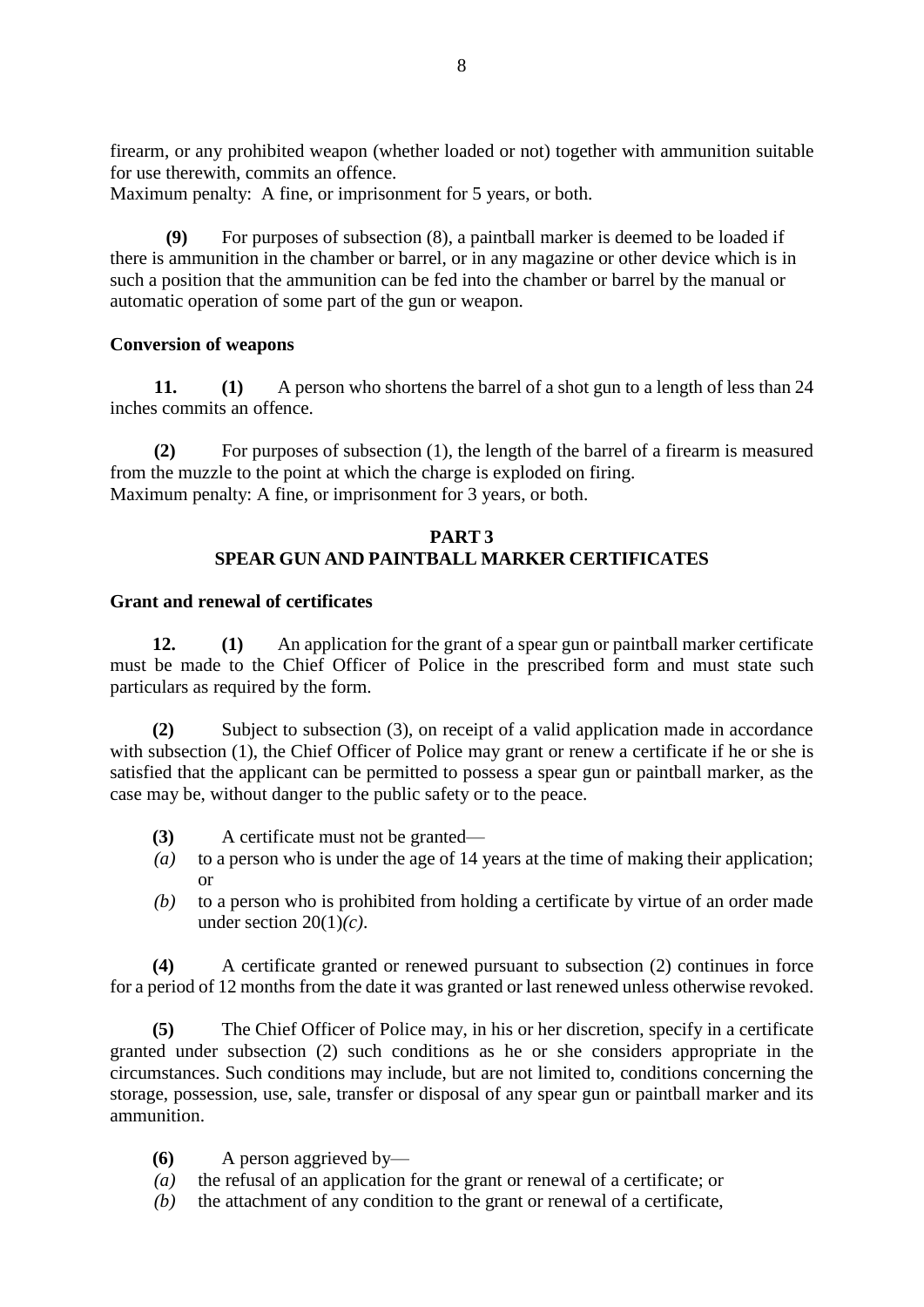firearm, or any prohibited weapon (whether loaded or not) together with ammunition suitable for use therewith, commits an offence.
Maximum penalty: A fine, or imprisonment for 5 years, or both.

**(9)** For purposes of subsection (8), a paintball marker is deemed to be loaded if there is ammunition in the chamber or barrel, or in any magazine or other device which is in such a position that the ammunition can be fed into the chamber or barrel by the manual or automatic operation of some part of the gun or weapon.

**Conversion of weapons**

**11.** **(1)** A person who shortens the barrel of a shot gun to a length of less than 24 inches commits an offence.

**(2)** For purposes of subsection (1), the length of the barrel of a firearm is measured from the muzzle to the point at which the charge is exploded on firing.
Maximum penalty: A fine, or imprisonment for 3 years, or both.

## PART 3
## SPEAR GUN AND PAINTBALL MARKER CERTIFICATES

**Grant and renewal of certificates**

**12.** **(1)** An application for the grant of a spear gun or paintball marker certificate must be made to the Chief Officer of Police in the prescribed form and must state such particulars as required by the form.

**(2)** Subject to subsection (3), on receipt of a valid application made in accordance with subsection (1), the Chief Officer of Police may grant or renew a certificate if he or she is satisfied that the applicant can be permitted to possess a spear gun or paintball marker, as the case may be, without danger to the public safety or to the peace.

**(3)** A certificate must not be granted—

*(a)* to a person who is under the age of 14 years at the time of making their application; or

*(b)* to a person who is prohibited from holding a certificate by virtue of an order made under section 20(1)*(c)*.

**(4)** A certificate granted or renewed pursuant to subsection (2) continues in force for a period of 12 months from the date it was granted or last renewed unless otherwise revoked.

**(5)** The Chief Officer of Police may, in his or her discretion, specify in a certificate granted under subsection (2) such conditions as he or she considers appropriate in the circumstances. Such conditions may include, but are not limited to, conditions concerning the storage, possession, use, sale, transfer or disposal of any spear gun or paintball marker and its ammunition.

**(6)** A person aggrieved by—

*(a)* the refusal of an application for the grant or renewal of a certificate; or

*(b)* the attachment of any condition to the grant or renewal of a certificate,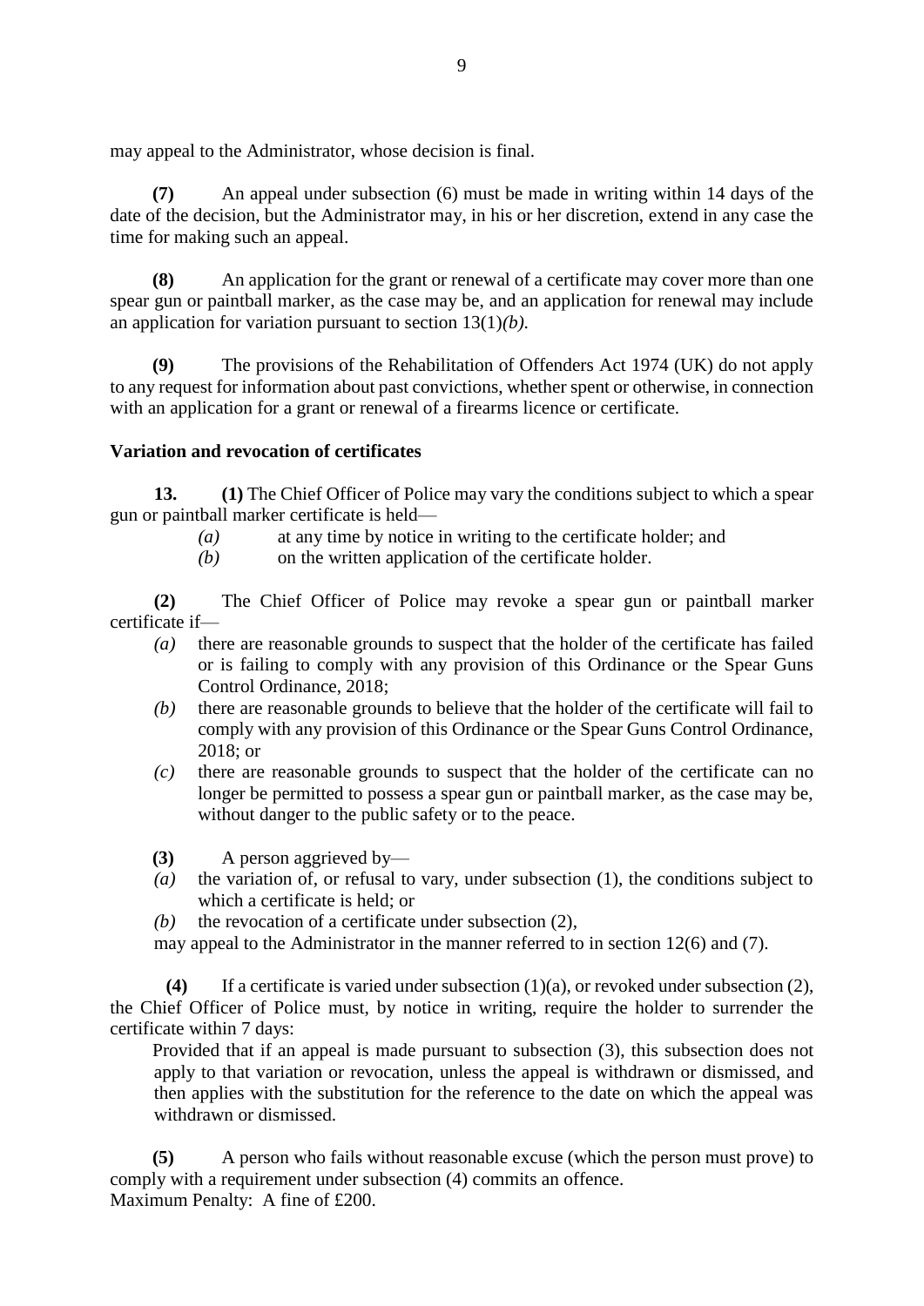may appeal to the Administrator, whose decision is final.

**(7)** An appeal under subsection (6) must be made in writing within 14 days of the date of the decision, but the Administrator may, in his or her discretion, extend in any case the time for making such an appeal.

**(8)** An application for the grant or renewal of a certificate may cover more than one spear gun or paintball marker, as the case may be, and an application for renewal may include an application for variation pursuant to section 13(1)*(b).*

**(9)** The provisions of the Rehabilitation of Offenders Act 1974 (UK) do not apply to any request for information about past convictions, whether spent or otherwise, in connection with an application for a grant or renewal of a firearms licence or certificate.

**Variation and revocation of certificates**

**13. (1)** The Chief Officer of Police may vary the conditions subject to which a spear gun or paintball marker certificate is held—

*(a)* at any time by notice in writing to the certificate holder; and

*(b)* on the written application of the certificate holder.

**(2)** The Chief Officer of Police may revoke a spear gun or paintball marker certificate if—

*(a)* there are reasonable grounds to suspect that the holder of the certificate has failed or is failing to comply with any provision of this Ordinance or the Spear Guns Control Ordinance, 2018;

*(b)* there are reasonable grounds to believe that the holder of the certificate will fail to comply with any provision of this Ordinance or the Spear Guns Control Ordinance, 2018; or

*(c)* there are reasonable grounds to suspect that the holder of the certificate can no longer be permitted to possess a spear gun or paintball marker, as the case may be, without danger to the public safety or to the peace.

**(3)** A person aggrieved by—

*(a)* the variation of, or refusal to vary, under subsection (1), the conditions subject to which a certificate is held; or

*(b)* the revocation of a certificate under subsection (2),

may appeal to the Administrator in the manner referred to in section 12(6) and (7).

**(4)** If a certificate is varied under subsection (1)(a), or revoked under subsection (2), the Chief Officer of Police must, by notice in writing, require the holder to surrender the certificate within 7 days:

Provided that if an appeal is made pursuant to subsection (3), this subsection does not apply to that variation or revocation, unless the appeal is withdrawn or dismissed, and then applies with the substitution for the reference to the date on which the appeal was withdrawn or dismissed.

**(5)** A person who fails without reasonable excuse (which the person must prove) to comply with a requirement under subsection (4) commits an offence.
Maximum Penalty: A fine of £200.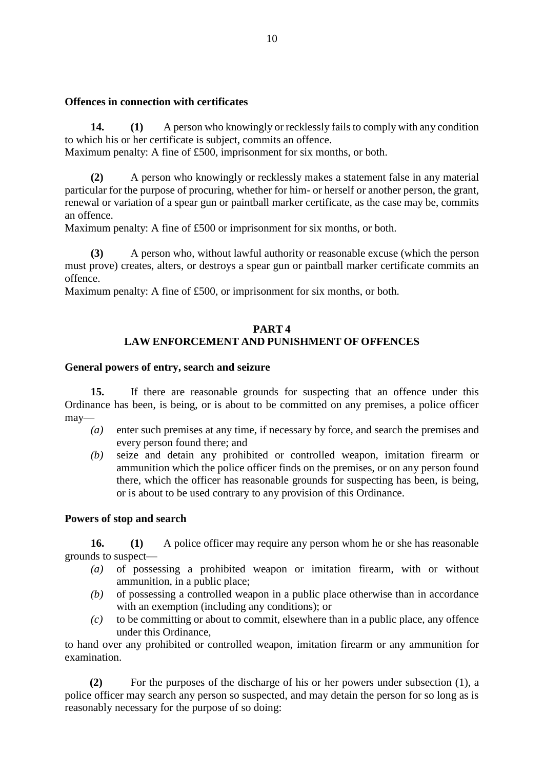**Offences in connection with certificates**

**14. (1)** A person who knowingly or recklessly fails to comply with any condition to which his or her certificate is subject, commits an offence.
Maximum penalty: A fine of £500, imprisonment for six months, or both.

**(2)** A person who knowingly or recklessly makes a statement false in any material particular for the purpose of procuring, whether for him- or herself or another person, the grant, renewal or variation of a spear gun or paintball marker certificate, as the case may be, commits an offence.
Maximum penalty: A fine of £500 or imprisonment for six months, or both.

**(3)** A person who, without lawful authority or reasonable excuse (which the person must prove) creates, alters, or destroys a spear gun or paintball marker certificate commits an offence.
Maximum penalty: A fine of £500, or imprisonment for six months, or both.

## PART 4
## LAW ENFORCEMENT AND PUNISHMENT OF OFFENCES

**General powers of entry, search and seizure**

**15.** If there are reasonable grounds for suspecting that an offence under this Ordinance has been, is being, or is about to be committed on any premises, a police officer may—

*(a)* enter such premises at any time, if necessary by force, and search the premises and every person found there; and

*(b)* seize and detain any prohibited or controlled weapon, imitation firearm or ammunition which the police officer finds on the premises, or on any person found there, which the officer has reasonable grounds for suspecting has been, is being, or is about to be used contrary to any provision of this Ordinance.

**Powers of stop and search**

**16. (1)** A police officer may require any person whom he or she has reasonable grounds to suspect—

*(a)* of possessing a prohibited weapon or imitation firearm, with or without ammunition, in a public place;

*(b)* of possessing a controlled weapon in a public place otherwise than in accordance with an exemption (including any conditions); or

*(c)* to be committing or about to commit, elsewhere than in a public place, any offence under this Ordinance,

to hand over any prohibited or controlled weapon, imitation firearm or any ammunition for examination.

**(2)** For the purposes of the discharge of his or her powers under subsection (1), a police officer may search any person so suspected, and may detain the person for so long as is reasonably necessary for the purpose of so doing: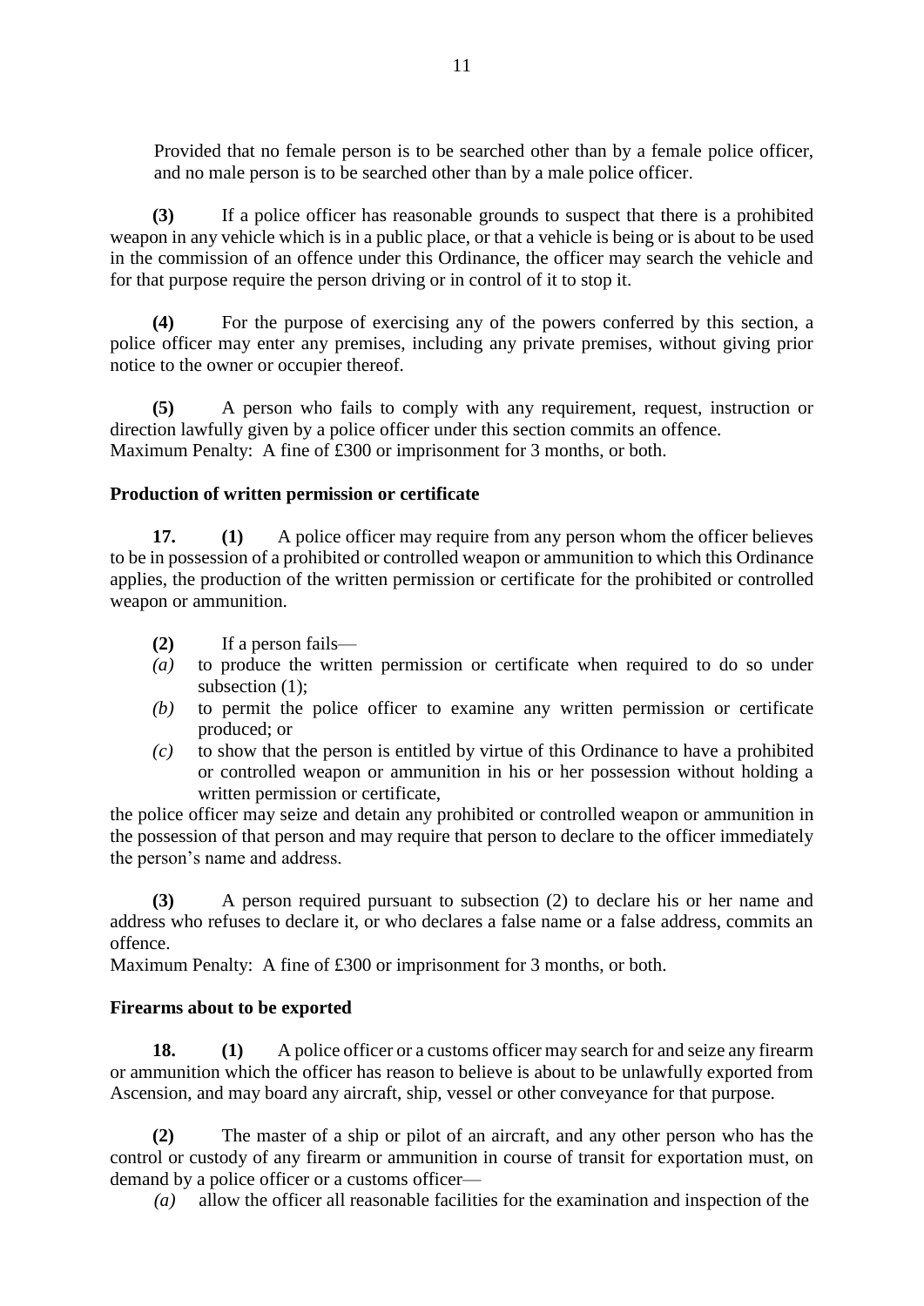Provided that no female person is to be searched other than by a female police officer, and no male person is to be searched other than by a male police officer.

**(3)** If a police officer has reasonable grounds to suspect that there is a prohibited weapon in any vehicle which is in a public place, or that a vehicle is being or is about to be used in the commission of an offence under this Ordinance, the officer may search the vehicle and for that purpose require the person driving or in control of it to stop it.

**(4)** For the purpose of exercising any of the powers conferred by this section, a police officer may enter any premises, including any private premises, without giving prior notice to the owner or occupier thereof.

**(5)** A person who fails to comply with any requirement, request, instruction or direction lawfully given by a police officer under this section commits an offence.
Maximum Penalty: A fine of £300 or imprisonment for 3 months, or both.

**Production of written permission or certificate**

**17.** **(1)** A police officer may require from any person whom the officer believes to be in possession of a prohibited or controlled weapon or ammunition to which this Ordinance applies, the production of the written permission or certificate for the prohibited or controlled weapon or ammunition.

**(2)** If a person fails—

*(a)* to produce the written permission or certificate when required to do so under subsection (1);

*(b)* to permit the police officer to examine any written permission or certificate produced; or

*(c)* to show that the person is entitled by virtue of this Ordinance to have a prohibited or controlled weapon or ammunition in his or her possession without holding a written permission or certificate,

the police officer may seize and detain any prohibited or controlled weapon or ammunition in the possession of that person and may require that person to declare to the officer immediately the person's name and address.

**(3)** A person required pursuant to subsection (2) to declare his or her name and address who refuses to declare it, or who declares a false name or a false address, commits an offence.
Maximum Penalty: A fine of £300 or imprisonment for 3 months, or both.

**Firearms about to be exported**

**18.** **(1)** A police officer or a customs officer may search for and seize any firearm or ammunition which the officer has reason to believe is about to be unlawfully exported from Ascension, and may board any aircraft, ship, vessel or other conveyance for that purpose.

**(2)** The master of a ship or pilot of an aircraft, and any other person who has the control or custody of any firearm or ammunition in course of transit for exportation must, on demand by a police officer or a customs officer—

*(a)* allow the officer all reasonable facilities for the examination and inspection of the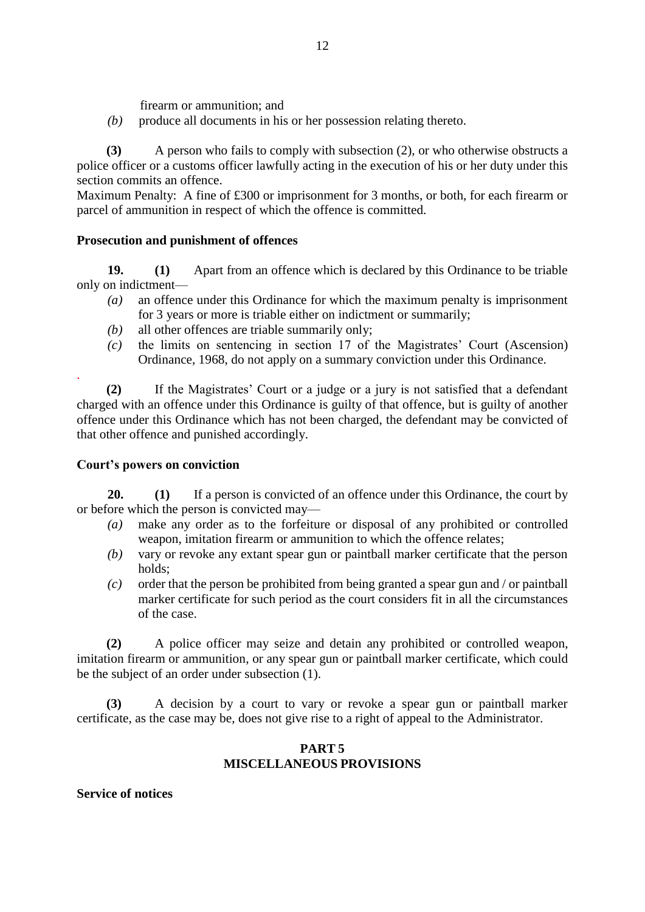firearm or ammunition; and

*(b)* produce all documents in his or her possession relating thereto.

**(3)** A person who fails to comply with subsection (2), or who otherwise obstructs a police officer or a customs officer lawfully acting in the execution of his or her duty under this section commits an offence.
Maximum Penalty: A fine of £300 or imprisonment for 3 months, or both, for each firearm or parcel of ammunition in respect of which the offence is committed.

**Prosecution and punishment of offences**

**19.** **(1)** Apart from an offence which is declared by this Ordinance to be triable only on indictment—

*(a)* an offence under this Ordinance for which the maximum penalty is imprisonment for 3 years or more is triable either on indictment or summarily;

*(b)* all other offences are triable summarily only;

*(c)* the limits on sentencing in section 17 of the Magistrates' Court (Ascension) Ordinance, 1968, do not apply on a summary conviction under this Ordinance.

**(2)** If the Magistrates' Court or a judge or a jury is not satisfied that a defendant charged with an offence under this Ordinance is guilty of that offence, but is guilty of another offence under this Ordinance which has not been charged, the defendant may be convicted of that other offence and punished accordingly.

**Court's powers on conviction**

**20.** **(1)** If a person is convicted of an offence under this Ordinance, the court by or before which the person is convicted may—

*(a)* make any order as to the forfeiture or disposal of any prohibited or controlled weapon, imitation firearm or ammunition to which the offence relates;

*(b)* vary or revoke any extant spear gun or paintball marker certificate that the person holds;

*(c)* order that the person be prohibited from being granted a spear gun and / or paintball marker certificate for such period as the court considers fit in all the circumstances of the case.

**(2)** A police officer may seize and detain any prohibited or controlled weapon, imitation firearm or ammunition, or any spear gun or paintball marker certificate, which could be the subject of an order under subsection (1).

**(3)** A decision by a court to vary or revoke a spear gun or paintball marker certificate, as the case may be, does not give rise to a right of appeal to the Administrator.

## PART 5
## MISCELLANEOUS PROVISIONS

**Service of notices**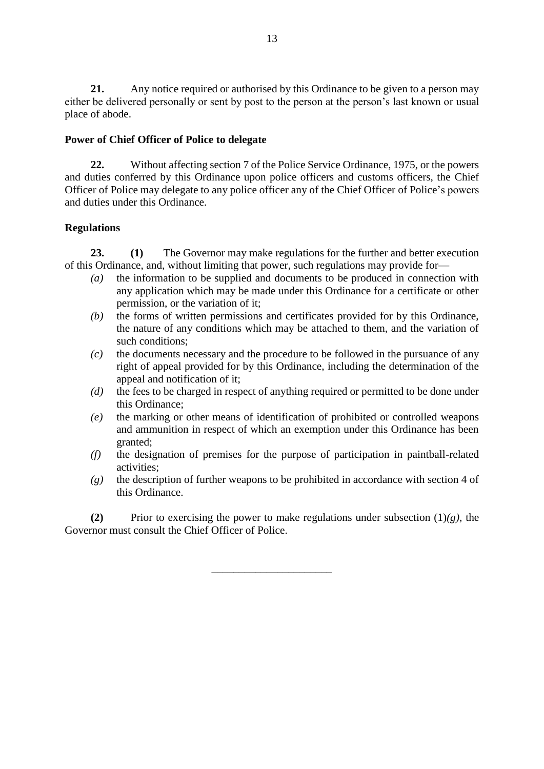**21.** Any notice required or authorised by this Ordinance to be given to a person may either be delivered personally or sent by post to the person at the person's last known or usual place of abode.

**Power of Chief Officer of Police to delegate**

**22.** Without affecting section 7 of the Police Service Ordinance, 1975, or the powers and duties conferred by this Ordinance upon police officers and customs officers, the Chief Officer of Police may delegate to any police officer any of the Chief Officer of Police's powers and duties under this Ordinance.

**Regulations**

**23. (1)** The Governor may make regulations for the further and better execution of this Ordinance, and, without limiting that power, such regulations may provide for—

- *(a)* the information to be supplied and documents to be produced in connection with any application which may be made under this Ordinance for a certificate or other permission, or the variation of it;
- *(b)* the forms of written permissions and certificates provided for by this Ordinance, the nature of any conditions which may be attached to them, and the variation of such conditions;
- *(c)* the documents necessary and the procedure to be followed in the pursuance of any right of appeal provided for by this Ordinance, including the determination of the appeal and notification of it;
- *(d)* the fees to be charged in respect of anything required or permitted to be done under this Ordinance;
- *(e)* the marking or other means of identification of prohibited or controlled weapons and ammunition in respect of which an exemption under this Ordinance has been granted;
- *(f)* the designation of premises for the purpose of participation in paintball-related activities;
- *(g)* the description of further weapons to be prohibited in accordance with section 4 of this Ordinance.

**(2)** Prior to exercising the power to make regulations under subsection (1)*(g)*, the Governor must consult the Chief Officer of Police.

---